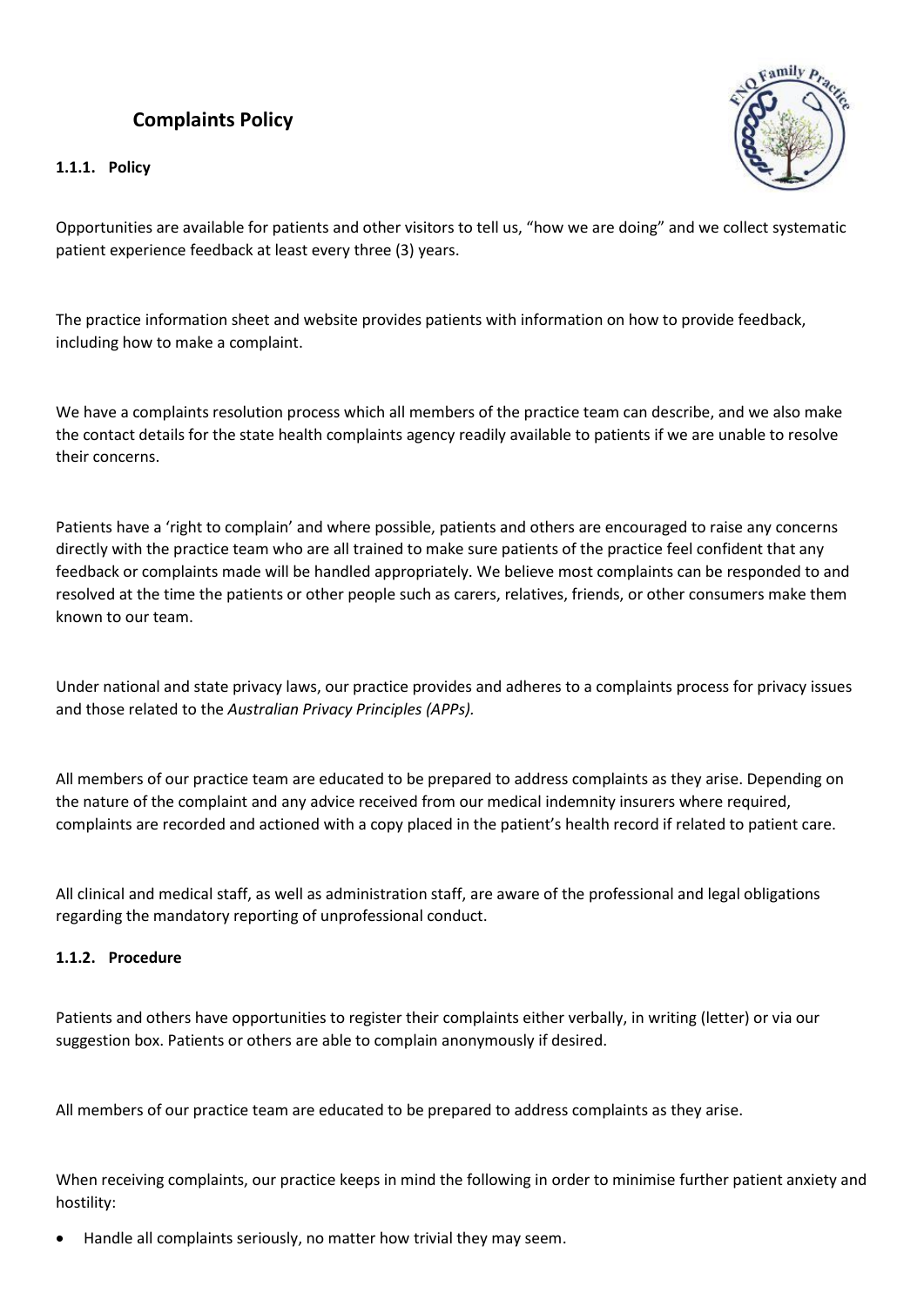# Complaints Policy

### 1.1.1. Policy

Opportunities are available for patients and other visitors to tell us, "how we are doing" and we collect systematic patient experience feedback at least every three (3) years.

The practice information sheet and website provides patients with information on how to provide feedback, including how to make a complaint.

We have a complaints resolution process which all members of the practice team can describe, and we also make the contact details for the state health complaints agency readily available to patients if we are unable to resolve their concerns.

Patients have a 'right to complain' and where possible, patients and others are encouraged to raise any concerns directly with the practice team who are all trained to make sure patients of the practice feel confident that any feedback or complaints made will be handled appropriately. We believe most complaints can be responded to and resolved at the time the patients or other people such as carers, relatives, friends, or other consumers make them known to our team.

Under national and state privacy laws, our practice provides and adheres to a complaints process for privacy issues and those related to the *Australian Privacy Principles (APPs).*

All members of our practice team are educated to be prepared to address complaints as they arise. Depending on the nature of the complaint and any advice received from our medical indemnity insurers where required, complaints are recorded and actioned with a copy placed in the patient's health record if related to patient care.

All clinical and medical staff, as well as administration staff, are aware of the professional and legal obligations regarding the mandatory reporting of unprofessional conduct.

### 1.1.2. Procedure

Patients and others have opportunities to register their complaints either verbally, in writing (letter) or via our suggestion box. Patients or others are able to complain anonymously if desired.

All members of our practice team are educated to be prepared to address complaints as they arise.

When receiving complaints, our practice keeps in mind the following in order to minimise further patient anxiety and hostility:

- Handle all complaints seriously, no matter how trivial they may seem.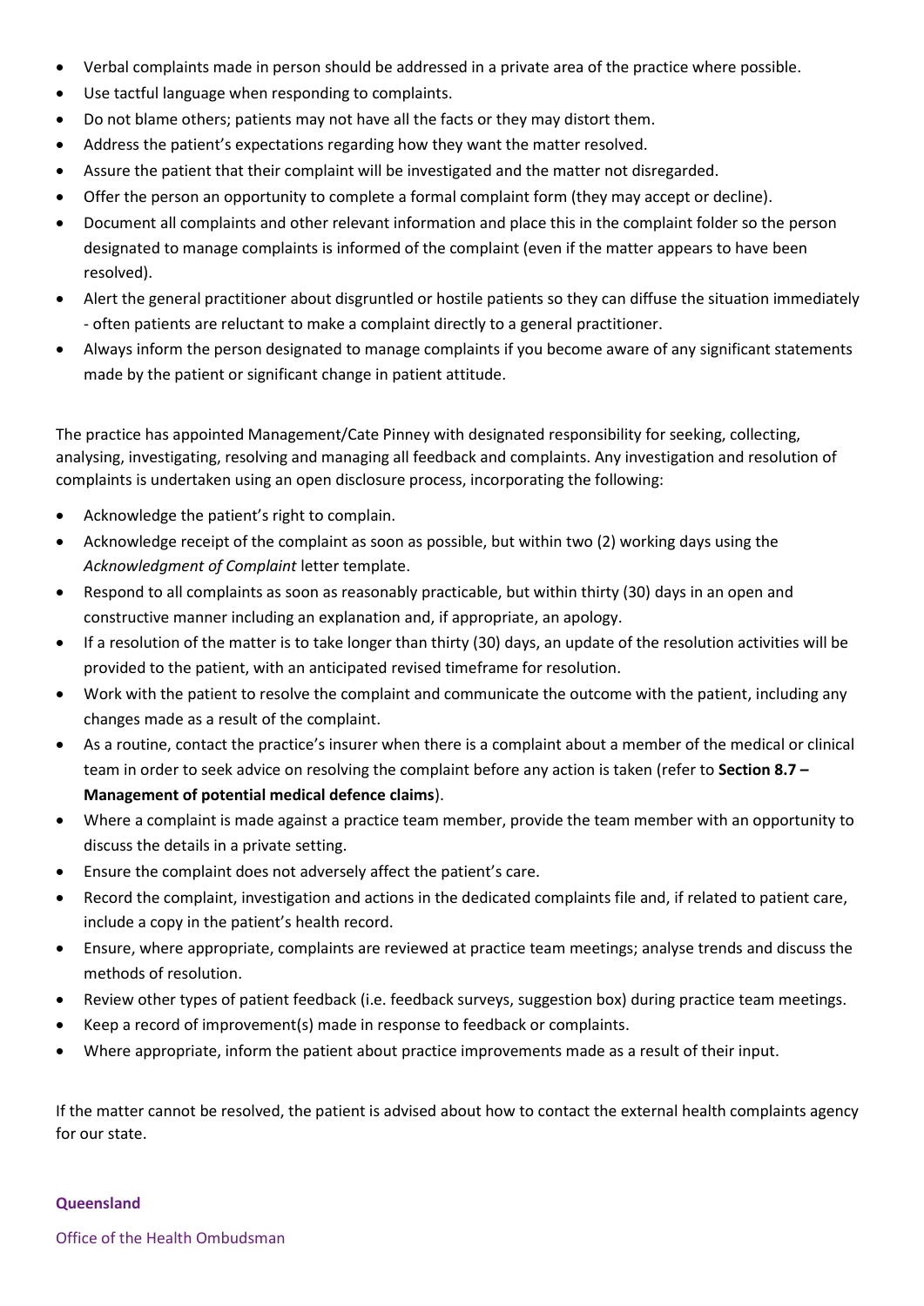- Verbal complaints made in person should be addressed in a private area of the practice where possible.
- Use tactful language when responding to complaints.
- Do not blame others; patients may not have all the facts or they may distort them.
- Address the patient's expectations regarding how they want the matter resolved.
- Assure the patient that their complaint will be investigated and the matter not disregarded.
- Offer the person an opportunity to complete a formal complaint form (they may accept or decline).
- Document all complaints and other relevant information and place this in the complaint folder so the person designated to manage complaints is informed of the complaint (even if the matter appears to have been resolved).
- Alert the general practitioner about disgruntled or hostile patients so they can diffuse the situation immediately - often patients are reluctant to make a complaint directly to a general practitioner.
- Always inform the person designated to manage complaints if you become aware of any significant statements made by the patient or significant change in patient attitude.

The practice has appointed Management/Cate Pinney with designated responsibility for seeking, collecting, analysing, investigating, resolving and managing all feedback and complaints. Any investigation and resolution of complaints is undertaken using an open disclosure process, incorporating the following:

- Acknowledge the patient's right to complain.
- Acknowledge receipt of the complaint as soon as possible, but within two (2) working days using the *Acknowledgment of Complaint* letter template.
- Respond to all complaints as soon as reasonably practicable, but within thirty (30) days in an open and constructive manner including an explanation and, if appropriate, an apology.
- If a resolution of the matter is to take longer than thirty (30) days, an update of the resolution activities will be provided to the patient, with an anticipated revised timeframe for resolution.
- Work with the patient to resolve the complaint and communicate the outcome with the patient, including any changes made as a result of the complaint.
- As a routine, contact the practice's insurer when there is a complaint about a member of the medical or clinical team in order to seek advice on resolving the complaint before any action is taken (refer to **Section 8.7 – Management of potential medical defence claims**).
- Where a complaint is made against a practice team member, provide the team member with an opportunity to discuss the details in a private setting.
- Ensure the complaint does not adversely affect the patient's care.
- Record the complaint, investigation and actions in the dedicated complaints file and, if related to patient care, include a copy in the patient's health record.
- Ensure, where appropriate, complaints are reviewed at practice team meetings; analyse trends and discuss the methods of resolution.
- Review other types of patient feedback (i.e. feedback surveys, suggestion box) during practice team meetings.
- Keep a record of improvement(s) made in response to feedback or complaints.
- Where appropriate, inform the patient about practice improvements made as a result of their input.

If the matter cannot be resolved, the patient is advised about how to contact the external health complaints agency for our state.

**Queensland**

Office of the Health Ombudsman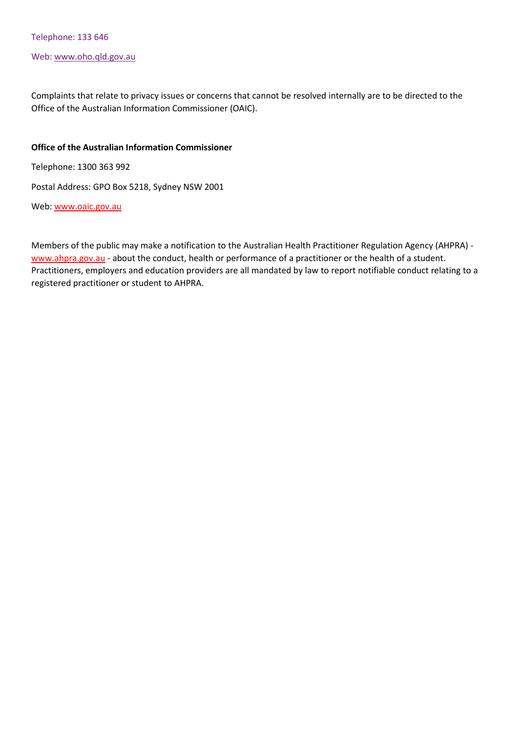Telephone: 133 646

Web: www.oho.qld.gov.au

Complaints that relate to privacy issues or concerns that cannot be resolved internally are to be directed to the Office of the Australian Information Commissioner (OAIC).

**Office of the Australian Information Commissioner**

Telephone: 1300 363 992

Postal Address: GPO Box 5218, Sydney NSW 2001

Web: www.oaic.gov.au

Members of the public may make a notification to the Australian Health Practitioner Regulation Agency (AHPRA) - www.ahpra.gov.au - about the conduct, health or performance of a practitioner or the health of a student. Practitioners, employers and education providers are all mandated by law to report notifiable conduct relating to a registered practitioner or student to AHPRA.